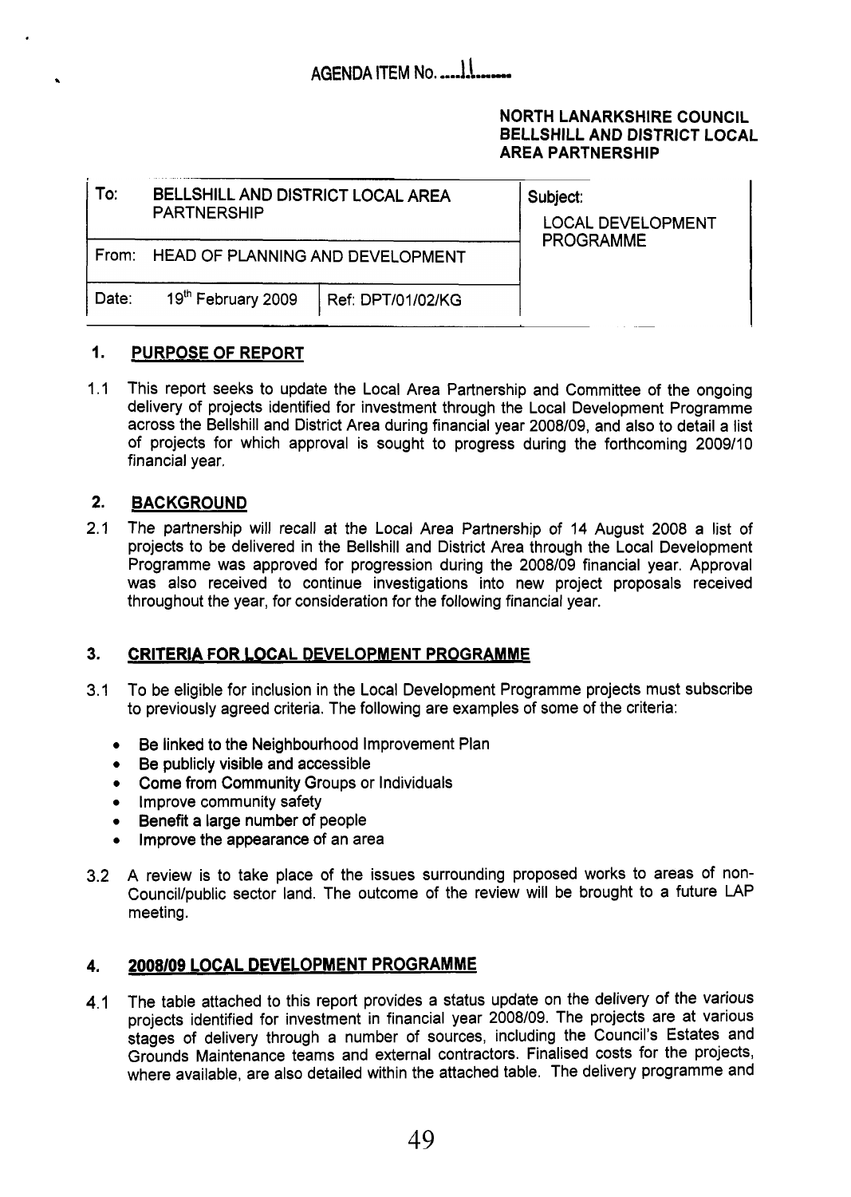AGENDA ITEM No. 11

**NORTH LANARKSHIRE COUNCIL**
**BELLSHILL AND DISTRICT LOCAL AREA PARTNERSHIP**

| To: BELLSHILL AND DISTRICT LOCAL AREA PARTNERSHIP | | Subject: LOCAL DEVELOPMENT PROGRAMME |
|---|---|---|
| From: HEAD OF PLANNING AND DEVELOPMENT | | |
| Date: 19th February 2009 | Ref: DPT/01/02/KG | |

## 1. PURPOSE OF REPORT

1.1 This report seeks to update the Local Area Partnership and Committee of the ongoing delivery of projects identified for investment through the Local Development Programme across the Bellshill and District Area during financial year 2008/09, and also to detail a list of projects for which approval is sought to progress during the forthcoming 2009/10 financial year.

## 2. BACKGROUND

2.1 The partnership will recall at the Local Area Partnership of 14 August 2008 a list of projects to be delivered in the Bellshill and District Area through the Local Development Programme was approved for progression during the 2008/09 financial year. Approval was also received to continue investigations into new project proposals received throughout the year, for consideration for the following financial year.

## 3. CRITERIA FOR LOCAL DEVELOPMENT PROGRAMME

3.1 To be eligible for inclusion in the Local Development Programme projects must subscribe to previously agreed criteria. The following are examples of some of the criteria:

- Be linked to the Neighbourhood Improvement Plan
- Be publicly visible and accessible
- Come from Community Groups or Individuals
- Improve community safety
- Benefit a large number of people
- Improve the appearance of an area

3.2 A review is to take place of the issues surrounding proposed works to areas of non-Council/public sector land. The outcome of the review will be brought to a future LAP meeting.

## 4. 2008/09 LOCAL DEVELOPMENT PROGRAMME

4.1 The table attached to this report provides a status update on the delivery of the various projects identified for investment in financial year 2008/09. The projects are at various stages of delivery through a number of sources, including the Council's Estates and Grounds Maintenance teams and external contractors. Finalised costs for the projects, where available, are also detailed within the attached table. The delivery programme and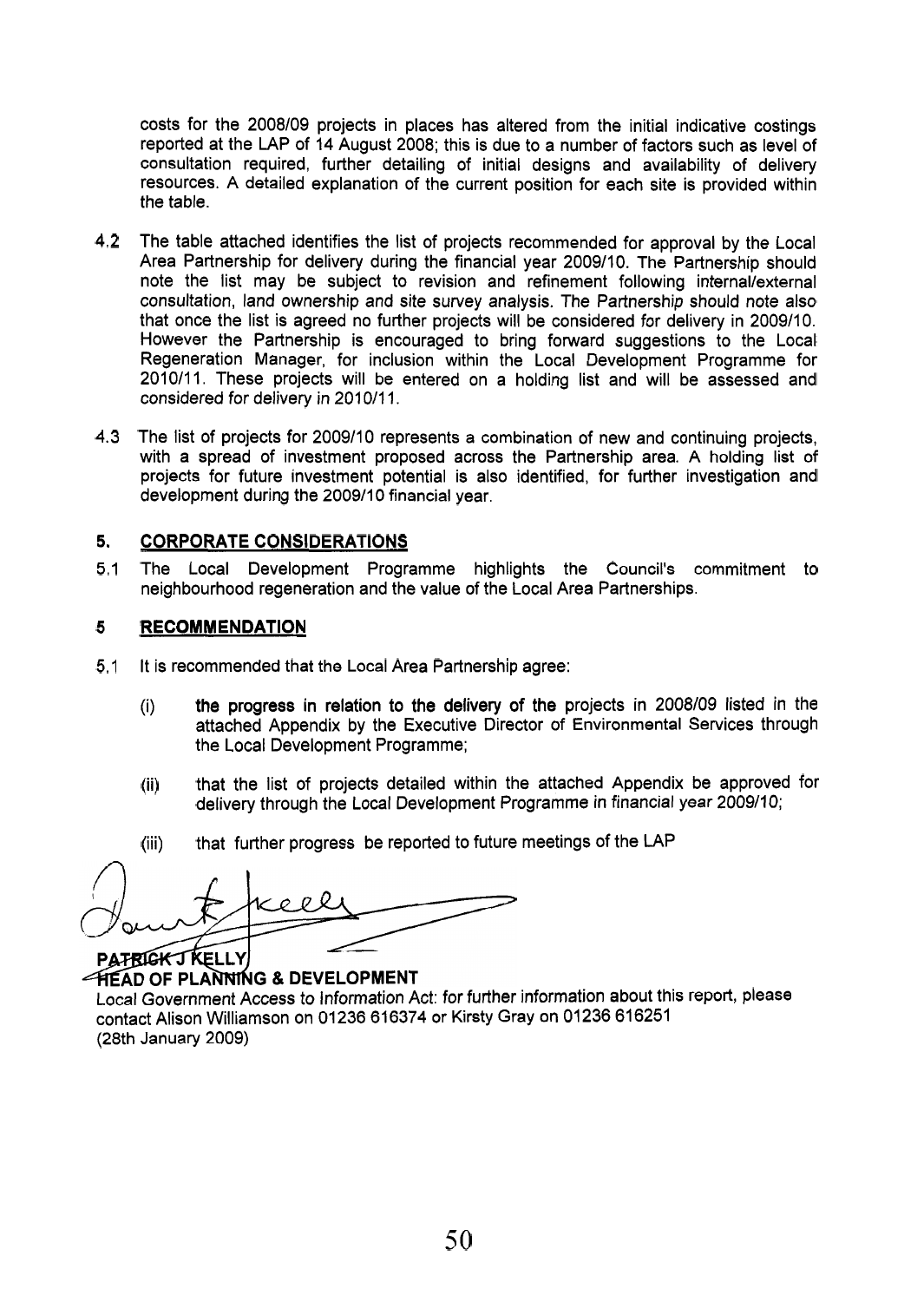costs for the 2008/09 projects in places has altered from the initial indicative costings reported at the LAP of 14 August 2008; this is due to a number of factors such as level of consultation required, further detailing of initial designs and availability of delivery resources. A detailed explanation of the current position for each site is provided within the table.

4.2 The table attached identifies the list of projects recommended for approval by the Local Area Partnership for delivery during the financial year 2009/10. The Partnership should note the list may be subject to revision and refinement following internal/external consultation, land ownership and site survey analysis. The Partnership should note also that once the list is agreed no further projects will be considered for delivery in 2009/10. However the Partnership is encouraged to bring forward suggestions to the Local Regeneration Manager, for inclusion within the Local Development Programme for 2010/11. These projects will be entered on a holding list and will be assessed and considered for delivery in 2010/11.

4.3 The list of projects for 2009/10 represents a combination of new and continuing projects, with a spread of investment proposed across the Partnership area. A holding list of projects for future investment potential is also identified, for further investigation and development during the 2009/10 financial year.

## 5. CORPORATE CONSIDERATIONS

5.1 The Local Development Programme highlights the Council's commitment to neighbourhood regeneration and the value of the Local Area Partnerships.

## 5 RECOMMENDATION

5.1 It is recommended that the Local Area Partnership agree:

(i) **the progress in relation to the delivery of the** projects in 2008/09 listed in the attached Appendix by the Executive Director of Environmental Services through the Local Development Programme;

(ii) that the list of projects detailed within the attached Appendix be approved for delivery through the Local Development Programme in financial year 2009/10;

(iii) that further progress be reported to future meetings of the LAP

**PATRICK J KELLY**
**HEAD OF PLANNING & DEVELOPMENT**

Local Government Access to Information Act: for further information about this report, please contact Alison Williamson on 01236 616374 or Kirsty Gray on 01236 616251
(28th January 2009)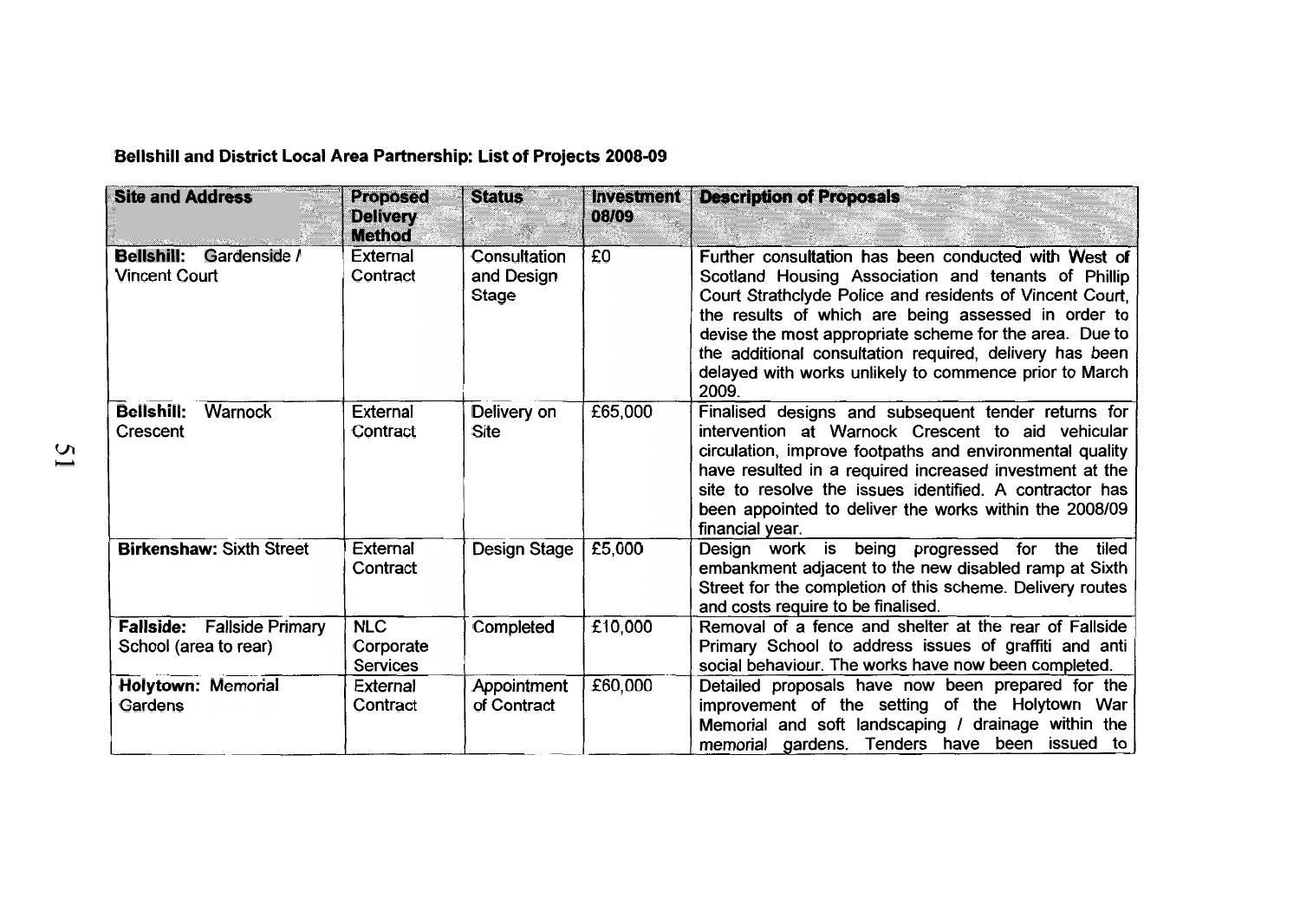**Bellshill and District Local Area Partnership: List of Projects 2008-09**

| Site and Address | Proposed Delivery Method | Status | Investment 08/09 | Description of Proposals |
|---|---|---|---|---|
| **Bellshill:** Gardenside / Vincent Court | External Contract | Consultation and Design Stage | £0 | Further consultation has been conducted with West of Scotland Housing Association and tenants of Phillip Court Strathclyde Police and residents of Vincent Court, the results of which are being assessed in order to devise the most appropriate scheme for the area. Due to the additional consultation required, delivery has been delayed with works unlikely to commence prior to March 2009. |
| **Bellshill:** Warnock Crescent | External Contract | Delivery on Site | £65,000 | Finalised designs and subsequent tender returns for intervention at Warnock Crescent to aid vehicular circulation, improve footpaths and environmental quality have resulted in a required increased investment at the site to resolve the issues identified. A contractor has been appointed to deliver the works within the 2008/09 financial year. |
| **Birkenshaw:** Sixth Street | External Contract | Design Stage | £5,000 | Design work is being progressed for the tiled embankment adjacent to the new disabled ramp at Sixth Street for the completion of this scheme. Delivery routes and costs require to be finalised. |
| **Fallside:** Fallside Primary School (area to rear) | NLC Corporate Services | Completed | £10,000 | Removal of a fence and shelter at the rear of Fallside Primary School to address issues of graffiti and anti social behaviour. The works have now been completed. |
| **Holytown:** Memorial Gardens | External Contract | Appointment of Contract | £60,000 | Detailed proposals have now been prepared for the improvement of the setting of the Holytown War Memorial and soft landscaping / drainage within the memorial gardens. Tenders have been issued to |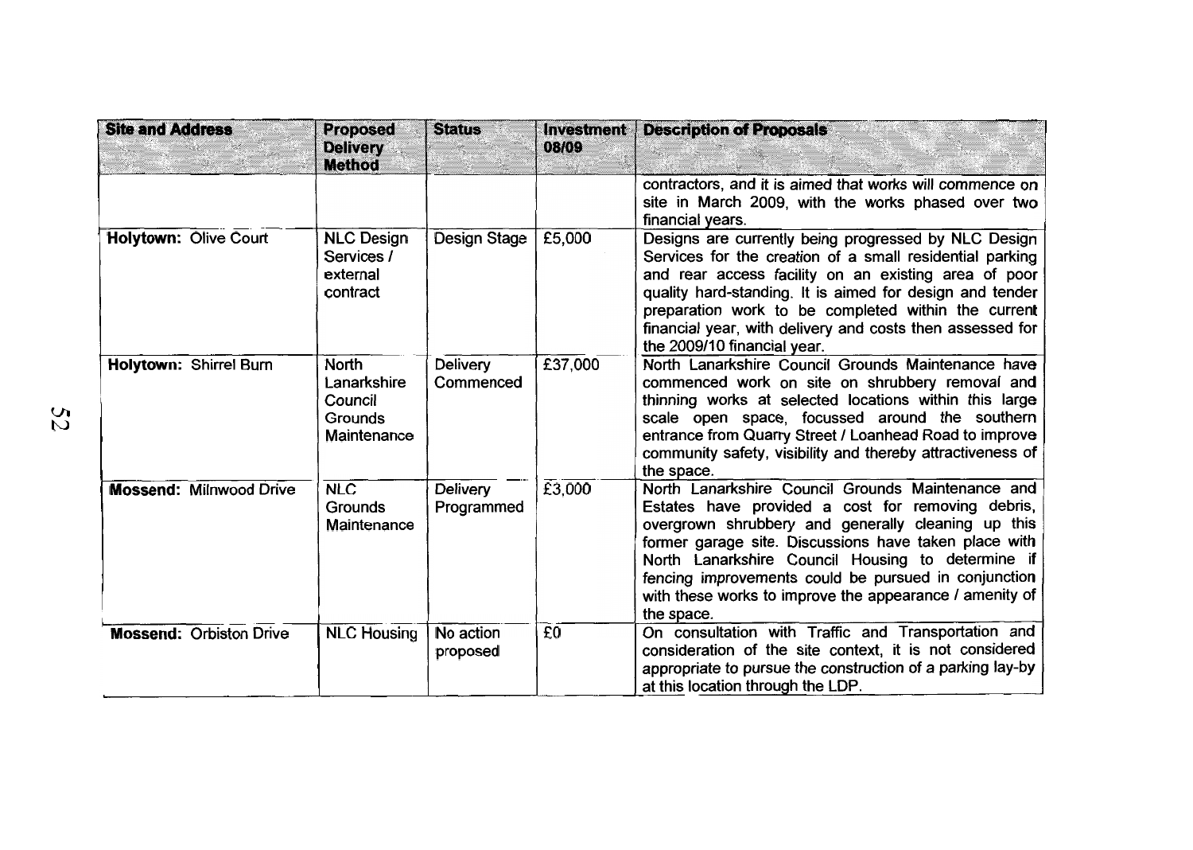| Site and Address | Proposed Delivery Method | Status | Investment 08/09 | Description of Proposals |
|---|---|---|---|---|
| | | | | contractors, and it is aimed that works will commence on site in March 2009, with the works phased over two financial years. |
| **Holytown:** Olive Court | NLC Design Services / external contract | Design Stage | £5,000 | Designs are currently being progressed by NLC Design Services for the creation of a small residential parking and rear access facility on an existing area of poor quality hard-standing. It is aimed for design and tender preparation work to be completed within the current financial year, with delivery and costs then assessed for the 2009/10 financial year. |
| **Holytown:** Shirrel Burn | North Lanarkshire Council Grounds Maintenance | Delivery Commenced | £37,000 | North Lanarkshire Council Grounds Maintenance have commenced work on site on shrubbery removal and thinning works at selected locations within this large scale open space, focussed around the southern entrance from Quarry Street / Loanhead Road to improve community safety, visibility and thereby attractiveness of the space. |
| **Mossend:** Milnwood Drive | NLC Grounds Maintenance | Delivery Programmed | £3,000 | North Lanarkshire Council Grounds Maintenance and Estates have provided a cost for removing debris, overgrown shrubbery and generally cleaning up this former garage site. Discussions have taken place with North Lanarkshire Council Housing to determine if fencing improvements could be pursued in conjunction with these works to improve the appearance / amenity of the space. |
| **Mossend:** Orbiston Drive | NLC Housing | No action proposed | £0 | On consultation with Traffic and Transportation and consideration of the site context, it is not considered appropriate to pursue the construction of a parking lay-by at this location through the LDP. |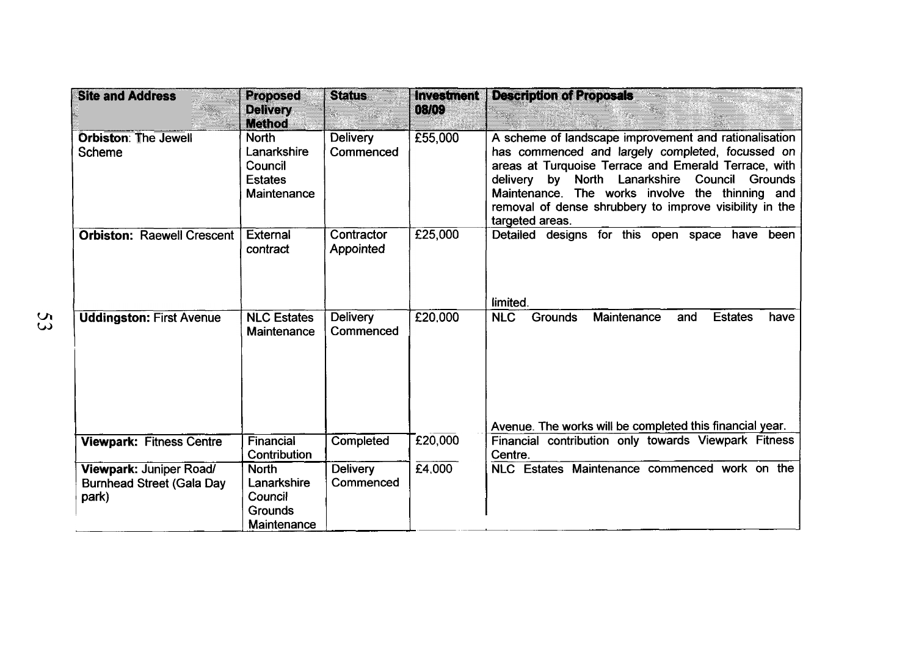| Site and Address | Proposed Delivery Method | Status | Investment 08/09 | Description of Proposals |
|---|---|---|---|---|
| **Orbiston**: The Jewell Scheme | North Lanarkshire Council Estates Maintenance | Delivery Commenced | £55,000 | A scheme of landscape improvement and rationalisation has commenced and largely completed, focussed on areas at Turquoise Terrace and Emerald Terrace, with delivery by North Lanarkshire Council Grounds Maintenance. The works involve the thinning and removal of dense shrubbery to improve visibility in the targeted areas. |
| **Orbiston: Raewell Crescent** | External contract | Contractor Appointed | £25,000 | Detailed designs for this open space have been limited. |
| **Uddingston: First Avenue** | NLC Estates Maintenance | Delivery Commenced | £20,000 | NLC Grounds Maintenance and Estates have Avenue. The works will be completed this financial year. |
| **Viewpark: Fitness Centre** | Financial Contribution | Completed | £20,000 | Financial contribution only towards Viewpark Fitness Centre. |
| **Viewpark:** Juniper Road/ Burnhead Street (Gala Day park) | North Lanarkshire Council Grounds Maintenance | Delivery Commenced | £4,000 | NLC Estates Maintenance commenced work on the |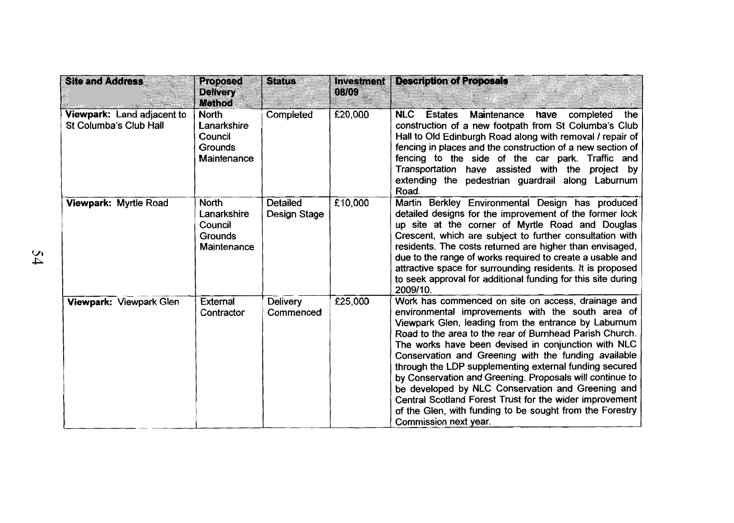| Site and Address | Proposed Delivery Method | Status | Investment 08/09 | Description of Proposals |
|---|---|---|---|---|
| **Viewpark:** Land adjacent to St Columba's Club Hall | North Lanarkshire Council Grounds Maintenance | Completed | £20,000 | NLC Estates Maintenance have completed the construction of a new footpath from St Columba's Club Hall to Old Edinburgh Road along with removal / repair of fencing in places and the construction of a new section of fencing to the side of the car park. Traffic and Transportation have assisted with the project by extending the pedestrian guardrail along Laburnum Road. |
| **Viewpark:** Myrtle Road | North Lanarkshire Council Grounds Maintenance | Detailed Design Stage | £10,000 | Martin Berkley Environmental Design has produced detailed designs for the improvement of the former lock up site at the corner of Myrtle Road and Douglas Crescent, which are subject to further consultation with residents. The costs returned are higher than envisaged, due to the range of works required to create a usable and attractive space for surrounding residents. It is proposed to seek approval for additional funding for this site during 2009/10. |
| **Viewpark:** Viewpark Glen | External Contractor | Delivery Commenced | £25,000 | Work has commenced on site on access, drainage and environmental improvements with the south area of Viewpark Glen, leading from the entrance by Laburnum Road to the area to the rear of Burnhead Parish Church. The works have been devised in conjunction with NLC Conservation and Greening with the funding available through the LDP supplementing external funding secured by Conservation and Greening. Proposals will continue to be developed by NLC Conservation and Greening and Central Scotland Forest Trust for the wider improvement of the Glen, with funding to be sought from the Forestry Commission next year. |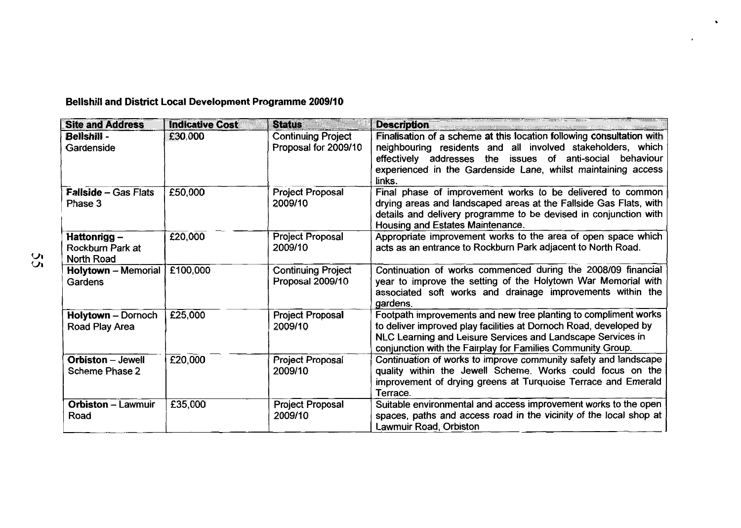**Bellshill and District Local Development Programme 2009/10**

| Site and Address | Indicative Cost | Status | Description |
|---|---|---|---|
| **Bellshill** - Gardenside | £30,000 | Continuing Project Proposal for 2009/10 | Finalisation of a scheme at this location following consultation with neighbouring residents and all involved stakeholders, which effectively addresses the issues of anti-social behaviour experienced in the Gardenside Lane, whilst maintaining access links. |
| **Fallside** – Gas Flats Phase 3 | £50,000 | Project Proposal 2009/10 | Final phase of improvement works to be delivered to common drying areas and landscaped areas at the Fallside Gas Flats, with details and delivery programme to be devised in conjunction with Housing and Estates Maintenance. |
| **Hattonrigg** – Rockburn Park at North Road | £20,000 | Project Proposal 2009/10 | Appropriate improvement works to the area of open space which acts as an entrance to Rockburn Park adjacent to North Road. |
| **Holytown** – Memorial Gardens | £100,000 | Continuing Project Proposal 2009/10 | Continuation of works commenced during the 2008/09 financial year to improve the setting of the Holytown War Memorial with associated soft works and drainage improvements within the gardens. |
| **Holytown** – Dornoch Road Play Area | £25,000 | Project Proposal 2009/10 | Footpath improvements and new tree planting to compliment works to deliver improved play facilities at Dornoch Road, developed by NLC Learning and Leisure Services and Landscape Services in conjunction with the Fairplay for Families Community Group. |
| **Orbiston** – Jewell Scheme Phase 2 | £20,000 | Project Proposal 2009/10 | Continuation of works to improve community safety and landscape quality within the Jewell Scheme. Works could focus on the improvement of drying greens at Turquoise Terrace and Emerald Terrace. |
| **Orbiston** – Lawmuir Road | £35,000 | Project Proposal 2009/10 | Suitable environmental and access improvement works to the open spaces, paths and access road in the vicinity of the local shop at Lawmuir Road, Orbiston |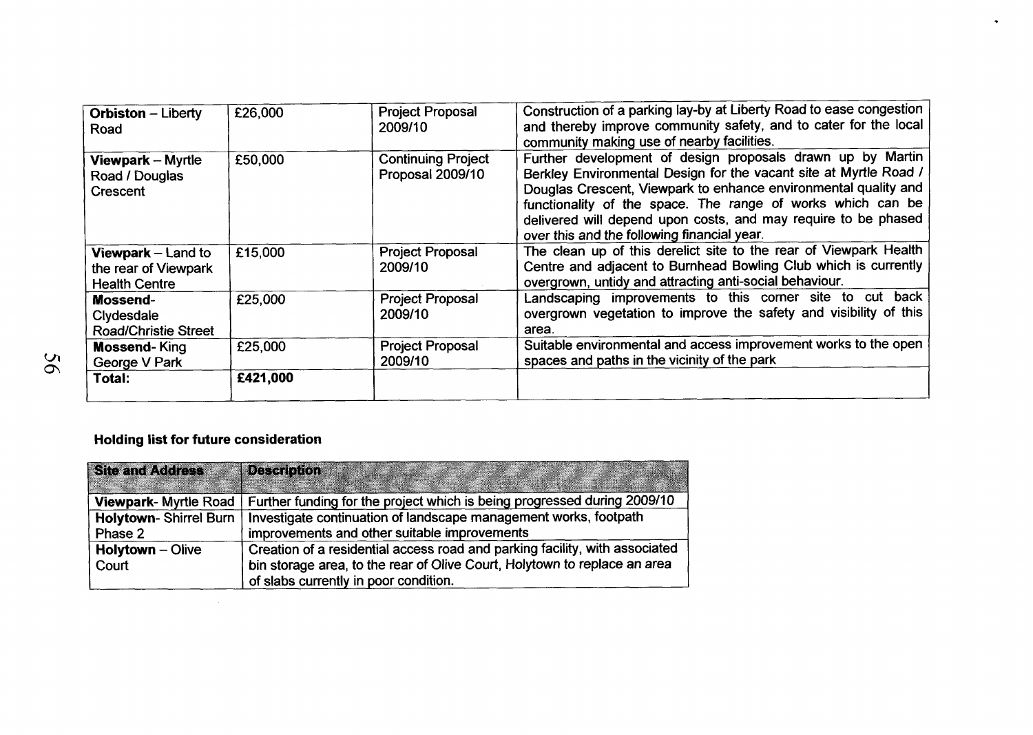| | | | |
|---|---|---|---|
| **Orbiston** – Liberty Road | £26,000 | Project Proposal 2009/10 | Construction of a parking lay-by at Liberty Road to ease congestion and thereby improve community safety, and to cater for the local community making use of nearby facilities. |
| **Viewpark** – Myrtle Road / Douglas Crescent | £50,000 | Continuing Project Proposal 2009/10 | Further development of design proposals drawn up by Martin Berkley Environmental Design for the vacant site at Myrtle Road / Douglas Crescent, Viewpark to enhance environmental quality and functionality of the space. The range of works which can be delivered will depend upon costs, and may require to be phased over this and the following financial year. |
| **Viewpark** – Land to the rear of Viewpark Health Centre | £15,000 | Project Proposal 2009/10 | The clean up of this derelict site to the rear of Viewpark Health Centre and adjacent to Burnhead Bowling Club which is currently overgrown, untidy and attracting anti-social behaviour. |
| **Mossend**- Clydesdale Road/Christie Street | £25,000 | Project Proposal 2009/10 | Landscaping improvements to this corner site to cut back overgrown vegetation to improve the safety and visibility of this area. |
| **Mossend**- King George V Park | £25,000 | Project Proposal 2009/10 | Suitable environmental and access improvement works to the open spaces and paths in the vicinity of the park |
| **Total:** | **£421,000** | | |

**Holding list for future consideration**

| Site and Address | Description |
|---|---|
| **Viewpark**- Myrtle Road | Further funding for the project which is being progressed during 2009/10 |
| **Holytown**- Shirrel Burn Phase 2 | Investigate continuation of landscape management works, footpath improvements and other suitable improvements |
| **Holytown** – Olive Court | Creation of a residential access road and parking facility, with associated bin storage area, to the rear of Olive Court, Holytown to replace an area of slabs currently in poor condition. |